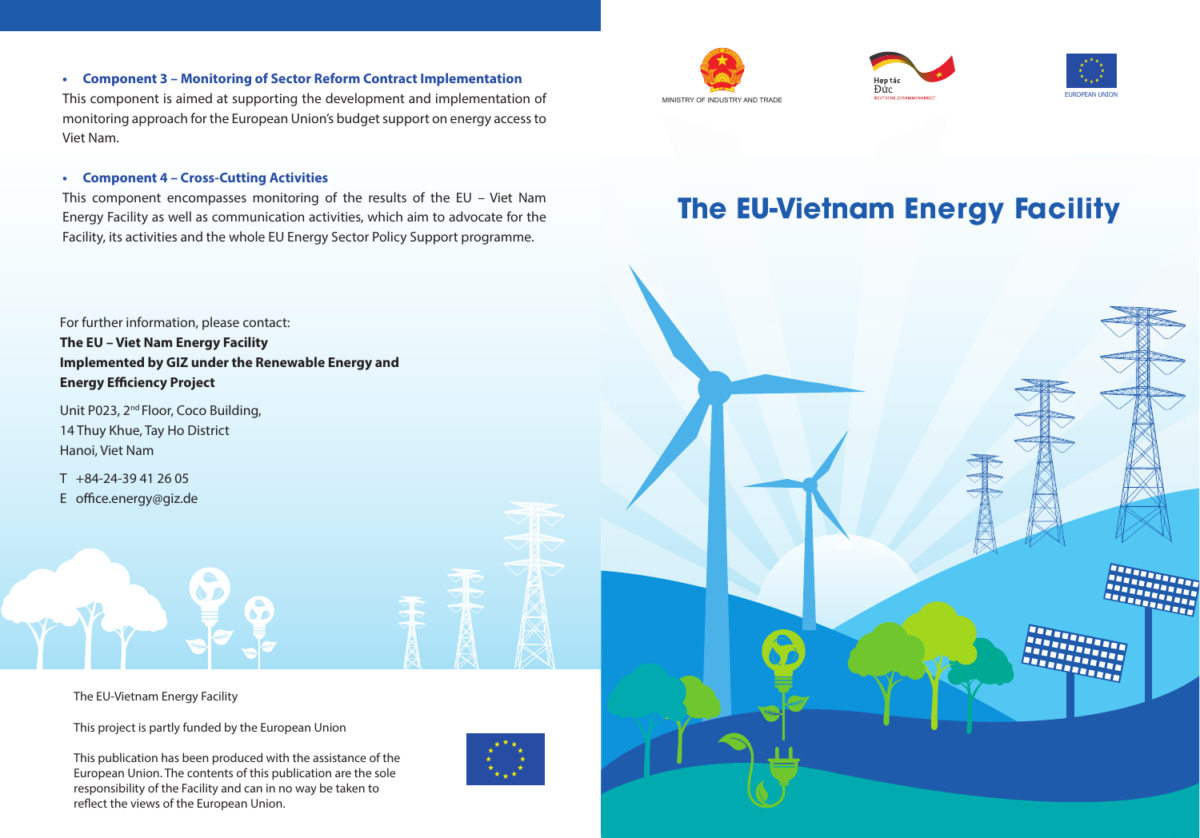- **Component 3 – Monitoring of Sector Reform Contract Implementation**

This component is aimed at supporting the development and implementation of monitoring approach for the European Union's budget support on energy access to Viet Nam.

- **Component 4 – Cross-Cutting Activities**

This component encompasses monitoring of the results of the EU – Viet Nam Energy Facility as well as communication activities, which aim to advocate for the Facility, its activities and the whole EU Energy Sector Policy Support programme.

For further information, please contact:
**The EU – Viet Nam Energy Facility**
**Implemented by GIZ under the Renewable Energy and Energy Efficiency Project**

Unit P023, 2nd Floor, Coco Building,
14 Thuy Khue, Tay Ho District
Hanoi, Viet Nam

T +84-24-39 41 26 05
E office.energy@giz.de

The EU-Vietnam Energy Facility

This project is partly funded by the European Union

This publication has been produced with the assistance of the European Union. The contents of this publication are the sole responsibility of the Facility and can in no way be taken to reflect the views of the European Union.

MINISTRY OF INDUSTRY AND TRADE

Hợp tác Đức
DEUTSCHE ZUSAMMENARBEIT

EUROPEAN UNION

# The EU-Vietnam Energy Facility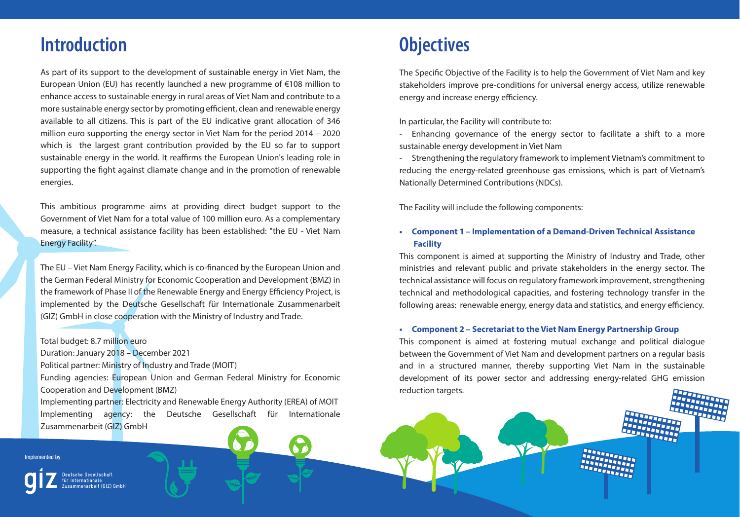# Introduction

As part of its support to the development of sustainable energy in Viet Nam, the European Union (EU) has recently launched a new programme of €108 million to enhance access to sustainable energy in rural areas of Viet Nam and contribute to a more sustainable energy sector by promoting efficient, clean and renewable energy available to all citizens. This is part of the EU indicative grant allocation of 346 million euro supporting the energy sector in Viet Nam for the period 2014 – 2020 which is the largest grant contribution provided by the EU so far to support sustainable energy in the world. It reaffirms the European Union's leading role in supporting the fight against cliamate change and in the promotion of renewable energies.

This ambitious programme aims at providing direct budget support to the Government of Viet Nam for a total value of 100 million euro. As a complementary measure, a technical assistance facility has been established: "the EU - Viet Nam Energy Facility".

The EU – Viet Nam Energy Facility, which is co-financed by the European Union and the German Federal Ministry for Economic Cooperation and Development (BMZ) in the framework of Phase II of the Renewable Energy and Energy Efficiency Project, is implemented by the Deutsche Gesellschaft für Internationale Zusammenarbeit (GIZ) GmbH in close cooperation with the Ministry of Industry and Trade.

Total budget: 8.7 million euro
Duration: January 2018 – December 2021
Political partner: Ministry of Industry and Trade (MOIT)
Funding agencies: European Union and German Federal Ministry for Economic Cooperation and Development (BMZ)
Implementing partner: Electricity and Renewable Energy Authority (EREA) of MOIT
Implementing agency: the Deutsche Gesellschaft für Internationale Zusammenarbeit (GIZ) GmbH

# Objectives

The Specific Objective of the Facility is to help the Government of Viet Nam and key stakeholders improve pre-conditions for universal energy access, utilize renewable energy and increase energy efficiency.

In particular, the Facility will contribute to:

- Enhancing governance of the energy sector to facilitate a shift to a more sustainable energy development in Viet Nam
- Strengthening the regulatory framework to implement Vietnam's commitment to reducing the energy-related greenhouse gas emissions, which is part of Vietnam's Nationally Determined Contributions (NDCs).

The Facility will include the following components:

- **Component 1 – Implementation of a Demand-Driven Technical Assistance Facility**

This component is aimed at supporting the Ministry of Industry and Trade, other ministries and relevant public and private stakeholders in the energy sector. The technical assistance will focus on regulatory framework improvement, strengthening technical and methodological capacities, and fostering technology transfer in the following areas: renewable energy, energy data and statistics, and energy efficiency.

- **Component 2 – Secretariat to the Viet Nam Energy Partnership Group**

This component is aimed at fostering mutual exchange and political dialogue between the Government of Viet Nam and development partners on a regular basis and in a structured manner, thereby supporting Viet Nam in the sustainable development of its power sector and addressing energy-related GHG emission reduction targets.

Implemented by

giz Deutsche Gesellschaft für Internationale Zusammenarbeit (GIZ) GmbH